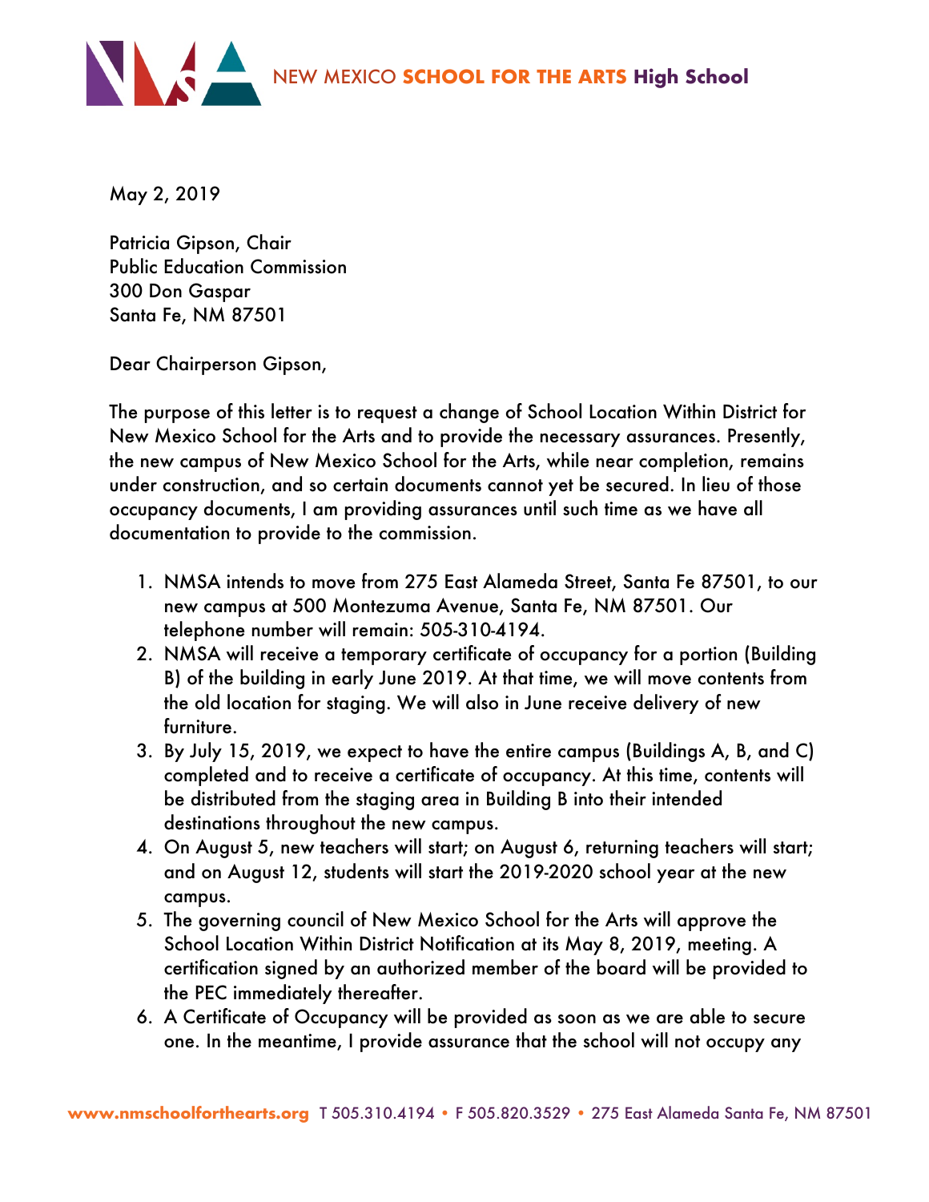NEW MEXICO **SCHOOL FOR THE ARTS** **High School**

May 2, 2019

Patricia Gipson, Chair
Public Education Commission
300 Don Gaspar
Santa Fe, NM 87501

Dear Chairperson Gipson,

The purpose of this letter is to request a change of School Location Within District for New Mexico School for the Arts and to provide the necessary assurances. Presently, the new campus of New Mexico School for the Arts, while near completion, remains under construction, and so certain documents cannot yet be secured. In lieu of those occupancy documents, I am providing assurances until such time as we have all documentation to provide to the commission.

1. NMSA intends to move from 275 East Alameda Street, Santa Fe 87501, to our new campus at 500 Montezuma Avenue, Santa Fe, NM 87501. Our telephone number will remain: 505-310-4194.
2. NMSA will receive a temporary certificate of occupancy for a portion (Building B) of the building in early June 2019. At that time, we will move contents from the old location for staging. We will also in June receive delivery of new furniture.
3. By July 15, 2019, we expect to have the entire campus (Buildings A, B, and C) completed and to receive a certificate of occupancy. At this time, contents will be distributed from the staging area in Building B into their intended destinations throughout the new campus.
4. On August 5, new teachers will start; on August 6, returning teachers will start; and on August 12, students will start the 2019-2020 school year at the new campus.
5. The governing council of New Mexico School for the Arts will approve the School Location Within District Notification at its May 8, 2019, meeting. A certification signed by an authorized member of the board will be provided to the PEC immediately thereafter.
6. A Certificate of Occupancy will be provided as soon as we are able to secure one. In the meantime, I provide assurance that the school will not occupy any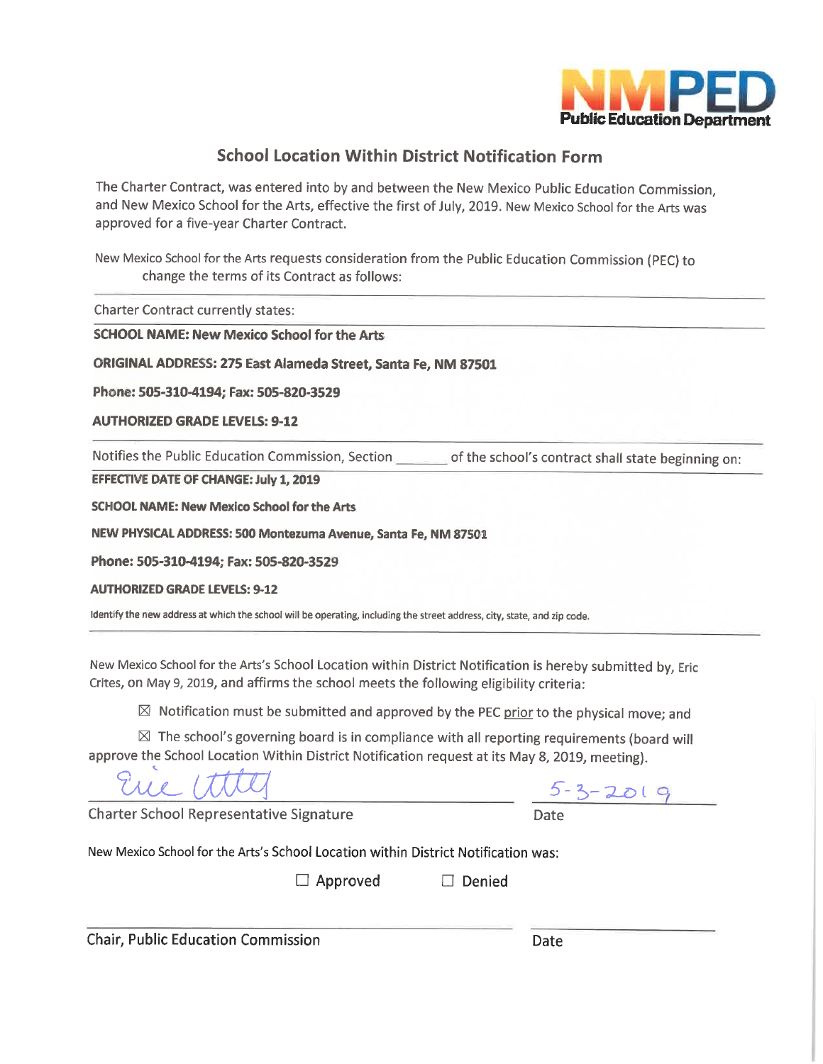NMPED
Public Education Department

## School Location Within District Notification Form

The Charter Contract, was entered into by and between the New Mexico Public Education Commission, and New Mexico School for the Arts, effective the first of July, 2019. New Mexico School for the Arts was approved for a five-year Charter Contract.

New Mexico School for the Arts requests consideration from the Public Education Commission (PEC) to change the terms of its Contract as follows:

---

Charter Contract currently states:

**SCHOOL NAME: New Mexico School for the Arts**

**ORIGINAL ADDRESS: 275 East Alameda Street, Santa Fe, NM 87501**

**Phone: 505-310-4194; Fax: 505-820-3529**

**AUTHORIZED GRADE LEVELS: 9-12**

---

Notifies the Public Education Commission, Section _______ of the school's contract shall state beginning on:

**EFFECTIVE DATE OF CHANGE: July 1, 2019**

**SCHOOL NAME: New Mexico School for the Arts**

**NEW PHYSICAL ADDRESS: 500 Montezuma Avenue, Santa Fe, NM 87501**

**Phone: 505-310-4194; Fax: 505-820-3529**

**AUTHORIZED GRADE LEVELS: 9-12**

Identify the new address at which the school will be operating, including the street address, city, state, and zip code.

---

New Mexico School for the Arts's School Location within District Notification is hereby submitted by, Eric Crites, on May 9, 2019, and affirms the school meets the following eligibility criteria:

☒ Notification must be submitted and approved by the PEC prior to the physical move; and

☒ The school's governing board is in compliance with all reporting requirements (board will approve the School Location Within District Notification request at its May 8, 2019, meeting).

Eric Crites (signature) 5-3-2019

Charter School Representative Signature Date

New Mexico School for the Arts's School Location within District Notification was:

☐ Approved ☐ Denied

Chair, Public Education Commission Date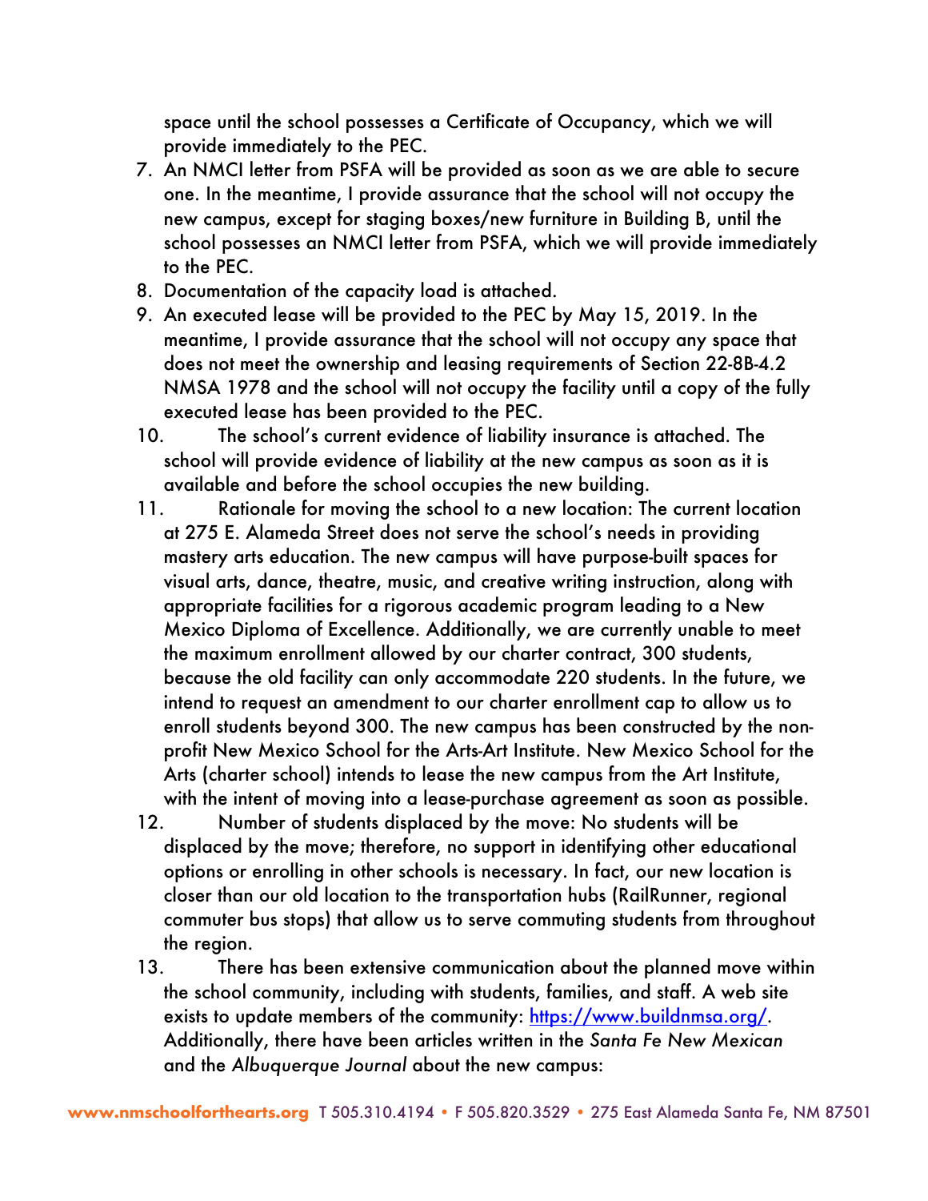space until the school possesses a Certificate of Occupancy, which we will provide immediately to the PEC.

7. An NMCI letter from PSFA will be provided as soon as we are able to secure one. In the meantime, I provide assurance that the school will not occupy the new campus, except for staging boxes/new furniture in Building B, until the school possesses an NMCI letter from PSFA, which we will provide immediately to the PEC.
8. Documentation of the capacity load is attached.
9. An executed lease will be provided to the PEC by May 15, 2019. In the meantime, I provide assurance that the school will not occupy any space that does not meet the ownership and leasing requirements of Section 22-8B-4.2 NMSA 1978 and the school will not occupy the facility until a copy of the fully executed lease has been provided to the PEC.
10. The school's current evidence of liability insurance is attached. The school will provide evidence of liability at the new campus as soon as it is available and before the school occupies the new building.
11. Rationale for moving the school to a new location: The current location at 275 E. Alameda Street does not serve the school's needs in providing mastery arts education. The new campus will have purpose-built spaces for visual arts, dance, theatre, music, and creative writing instruction, along with appropriate facilities for a rigorous academic program leading to a New Mexico Diploma of Excellence. Additionally, we are currently unable to meet the maximum enrollment allowed by our charter contract, 300 students, because the old facility can only accommodate 220 students. In the future, we intend to request an amendment to our charter enrollment cap to allow us to enroll students beyond 300. The new campus has been constructed by the non-profit New Mexico School for the Arts-Art Institute. New Mexico School for the Arts (charter school) intends to lease the new campus from the Art Institute, with the intent of moving into a lease-purchase agreement as soon as possible.
12. Number of students displaced by the move: No students will be displaced by the move; therefore, no support in identifying other educational options or enrolling in other schools is necessary. In fact, our new location is closer than our old location to the transportation hubs (RailRunner, regional commuter bus stops) that allow us to serve commuting students from throughout the region.
13. There has been extensive communication about the planned move within the school community, including with students, families, and staff. A web site exists to update members of the community: https://www.buildnmsa.org/. Additionally, there have been articles written in the *Santa Fe New Mexican* and the *Albuquerque Journal* about the new campus: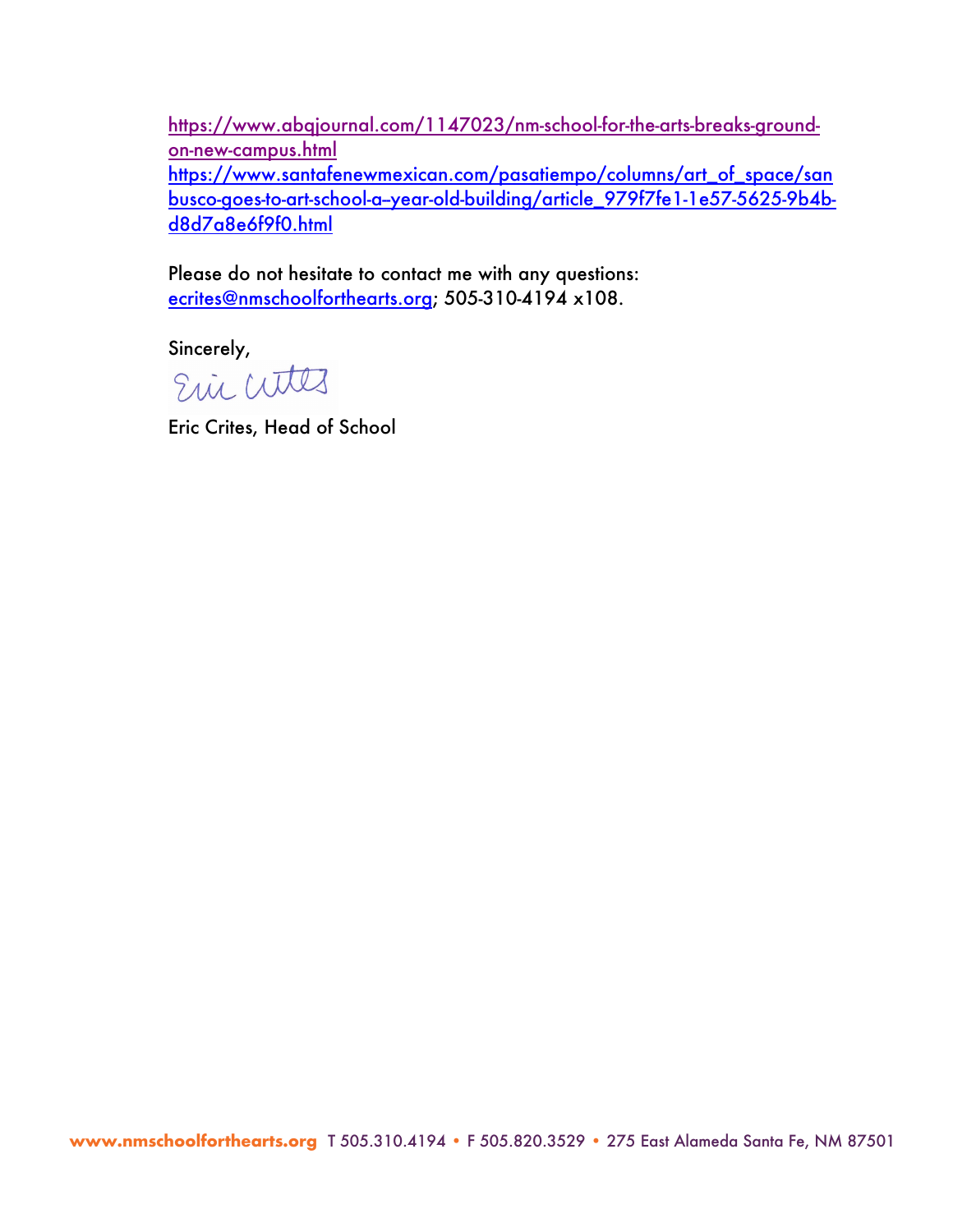https://www.abqjournal.com/1147023/nm-school-for-the-arts-breaks-ground-on-new-campus.html
https://www.santafenewmexican.com/pasatiempo/columns/art_of_space/sanbusco-goes-to-art-school-a-year-old-building/article_979f7fe1-1e57-5625-9b4b-d8d7a8e6f9f0.html

Please do not hesitate to contact me with any questions: ecrites@nmschoolforthearts.org; 505-310-4194 x108.

Sincerely,

Eric Crites, Head of School

**www.nmschoolforthearts.org** T 505.310.4194 • F 505.820.3529 • 275 East Alameda Santa Fe, NM 87501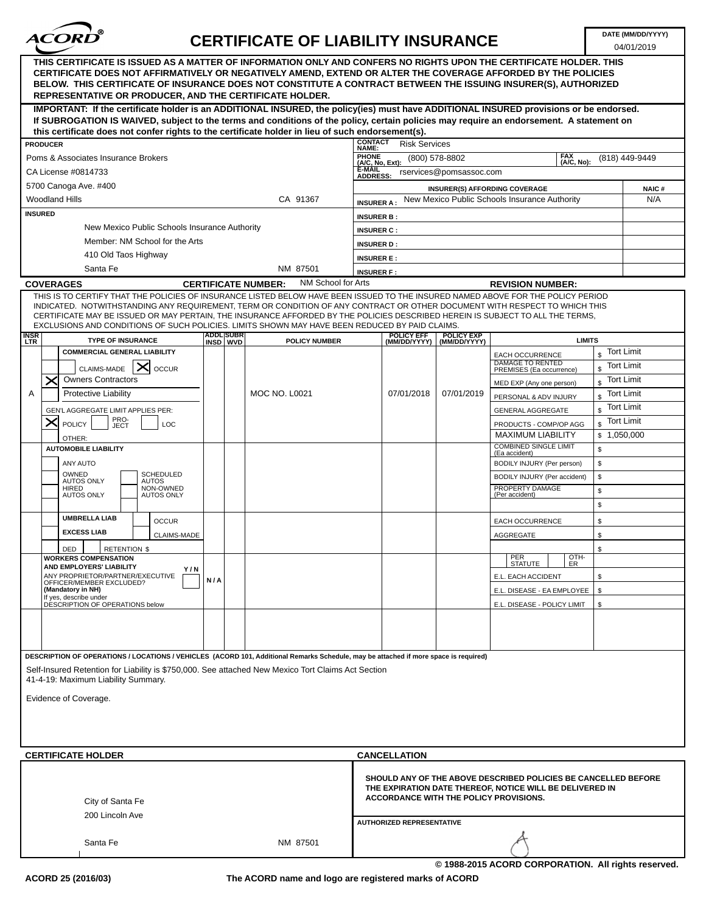# ACORD® CERTIFICATE OF LIABILITY INSURANCE

**DATE (MM/DD/YYYY):** 04/01/2019

**THIS CERTIFICATE IS ISSUED AS A MATTER OF INFORMATION ONLY AND CONFERS NO RIGHTS UPON THE CERTIFICATE HOLDER. THIS CERTIFICATE DOES NOT AFFIRMATIVELY OR NEGATIVELY AMEND, EXTEND OR ALTER THE COVERAGE AFFORDED BY THE POLICIES BELOW. THIS CERTIFICATE OF INSURANCE DOES NOT CONSTITUTE A CONTRACT BETWEEN THE ISSUING INSURER(S), AUTHORIZED REPRESENTATIVE OR PRODUCER, AND THE CERTIFICATE HOLDER.**

**IMPORTANT: If the certificate holder is an ADDITIONAL INSURED, the policy(ies) must have ADDITIONAL INSURED provisions or be endorsed. If SUBROGATION IS WAIVED, subject to the terms and conditions of the policy, certain policies may require an endorsement. A statement on this certificate does not confer rights to the certificate holder in lieu of such endorsement(s).**

**PRODUCER**

Poms & Associates Insurance Brokers
CA License #0814733
5700 Canoga Ave. #400
Woodland Hills CA 91367

**CONTACT NAME:** Risk Services
**PHONE (A/C, No, Ext):** (800) 578-8802 **FAX (A/C, No):** (818) 449-9449
**E-MAIL ADDRESS:** rservices@pomsassoc.com

| INSURER(S) AFFORDING COVERAGE | | NAIC # |
|---|---|---|
| INSURER A : | New Mexico Public Schools Insurance Authority | N/A |
| INSURER B : | | |
| INSURER C : | | |
| INSURER D : | | |
| INSURER E : | | |
| INSURER F : | | |

**INSURED**

New Mexico Public Schools Insurance Authority
Member: NM School for the Arts
410 Old Taos Highway
Santa Fe NM 87501

**COVERAGES** **CERTIFICATE NUMBER:** NM School for Arts **REVISION NUMBER:**

THIS IS TO CERTIFY THAT THE POLICIES OF INSURANCE LISTED BELOW HAVE BEEN ISSUED TO THE INSURED NAMED ABOVE FOR THE POLICY PERIOD INDICATED. NOTWITHSTANDING ANY REQUIREMENT, TERM OR CONDITION OF ANY CONTRACT OR OTHER DOCUMENT WITH RESPECT TO WHICH THIS CERTIFICATE MAY BE ISSUED OR MAY PERTAIN, THE INSURANCE AFFORDED BY THE POLICIES DESCRIBED HEREIN IS SUBJECT TO ALL THE TERMS, EXCLUSIONS AND CONDITIONS OF SUCH POLICIES. LIMITS SHOWN MAY HAVE BEEN REDUCED BY PAID CLAIMS.

| INSR LTR | TYPE OF INSURANCE | ADDL INSD | SUBR WVD | POLICY NUMBER | POLICY EFF (MM/DD/YYYY) | POLICY EXP (MM/DD/YYYY) | LIMITS | |
|---|---|---|---|---|---|---|---|---|
| A | COMMERCIAL GENERAL LIABILITY | | | MOC NO. L0021 | 07/01/2018 | 07/01/2019 | EACH OCCURRENCE | $ Tort Limit |
| | CLAIMS-MADE [X] OCCUR | | | | | | DAMAGE TO RENTED PREMISES (Ea occurrence) | $ Tort Limit |
| | [X] Owners Contractors | | | | | | MED EXP (Any one person) | $ Tort Limit |
| | Protective Liability | | | | | | PERSONAL & ADV INJURY | $ Tort Limit |
| | GEN'L AGGREGATE LIMIT APPLIES PER: | | | | | | GENERAL AGGREGATE | $ Tort Limit |
| | [X] POLICY [ ] PRO-JECT [ ] LOC | | | | | | PRODUCTS - COMP/OP AGG | $ Tort Limit |
| | OTHER: | | | | | | MAXIMUM LIABILITY | $ 1,050,000 |
| | AUTOMOBILE LIABILITY | | | | | | COMBINED SINGLE LIMIT (Ea accident) | $ |
| | ANY AUTO | | | | | | BODILY INJURY (Per person) | $ |
| | OWNED AUTOS ONLY / SCHEDULED AUTOS | | | | | | BODILY INJURY (Per accident) | $ |
| | HIRED AUTOS ONLY / NON-OWNED AUTOS ONLY | | | | | | PROPERTY DAMAGE (Per accident) | $ |
| | | | | | | | | $ |
| | UMBRELLA LIAB / OCCUR | | | | | | EACH OCCURRENCE | $ |
| | EXCESS LIAB / CLAIMS-MADE | | | | | | AGGREGATE | $ |
| | DED / RETENTION $ | | | | | | | $ |
| | WORKERS COMPENSATION AND EMPLOYERS' LIABILITY Y/N<br>ANY PROPRIETOR/PARTNER/EXECUTIVE OFFICER/MEMBER EXCLUDED? (Mandatory in NH)<br>If yes, describe under DESCRIPTION OF OPERATIONS below | N/A | | | | | PER STATUTE / OTH-ER | |
| | | | | | | | E.L. EACH ACCIDENT | $ |
| | | | | | | | E.L. DISEASE - EA EMPLOYEE | $ |
| | | | | | | | E.L. DISEASE - POLICY LIMIT | $ |

**DESCRIPTION OF OPERATIONS / LOCATIONS / VEHICLES (ACORD 101, Additional Remarks Schedule, may be attached if more space is required)**

Self-Insured Retention for Liability is $750,000. See attached New Mexico Tort Claims Act Section 41-4-19: Maximum Liability Summary.

Evidence of Coverage.

**CERTIFICATE HOLDER**

City of Santa Fe
200 Lincoln Ave
Santa Fe NM 87501

**CANCELLATION**

**SHOULD ANY OF THE ABOVE DESCRIBED POLICIES BE CANCELLED BEFORE THE EXPIRATION DATE THEREOF, NOTICE WILL BE DELIVERED IN ACCORDANCE WITH THE POLICY PROVISIONS.**

**AUTHORIZED REPRESENTATIVE**

© 1988-2015 ACORD CORPORATION. All rights reserved.

ACORD 25 (2016/03) The ACORD name and logo are registered marks of ACORD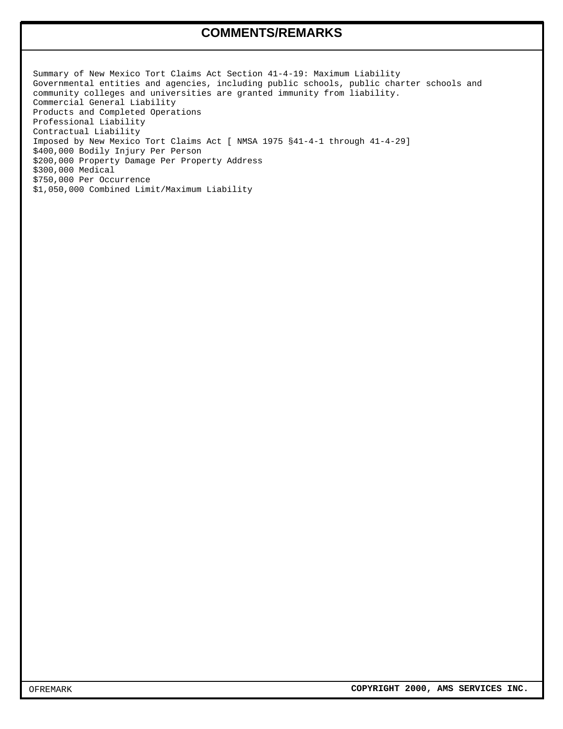## COMMENTS/REMARKS

Summary of New Mexico Tort Claims Act Section 41-4-19: Maximum Liability
Governmental entities and agencies, including public schools, public charter schools and community colleges and universities are granted immunity from liability.
Commercial General Liability
Products and Completed Operations
Professional Liability
Contractual Liability
Imposed by New Mexico Tort Claims Act [ NMSA 1975 §41-4-1 through 41-4-29]
$400,000 Bodily Injury Per Person
$200,000 Property Damage Per Property Address
$300,000 Medical
$750,000 Per Occurrence
$1,050,000 Combined Limit/Maximum Liability

OFREMARK **COPYRIGHT 2000, AMS SERVICES INC.**